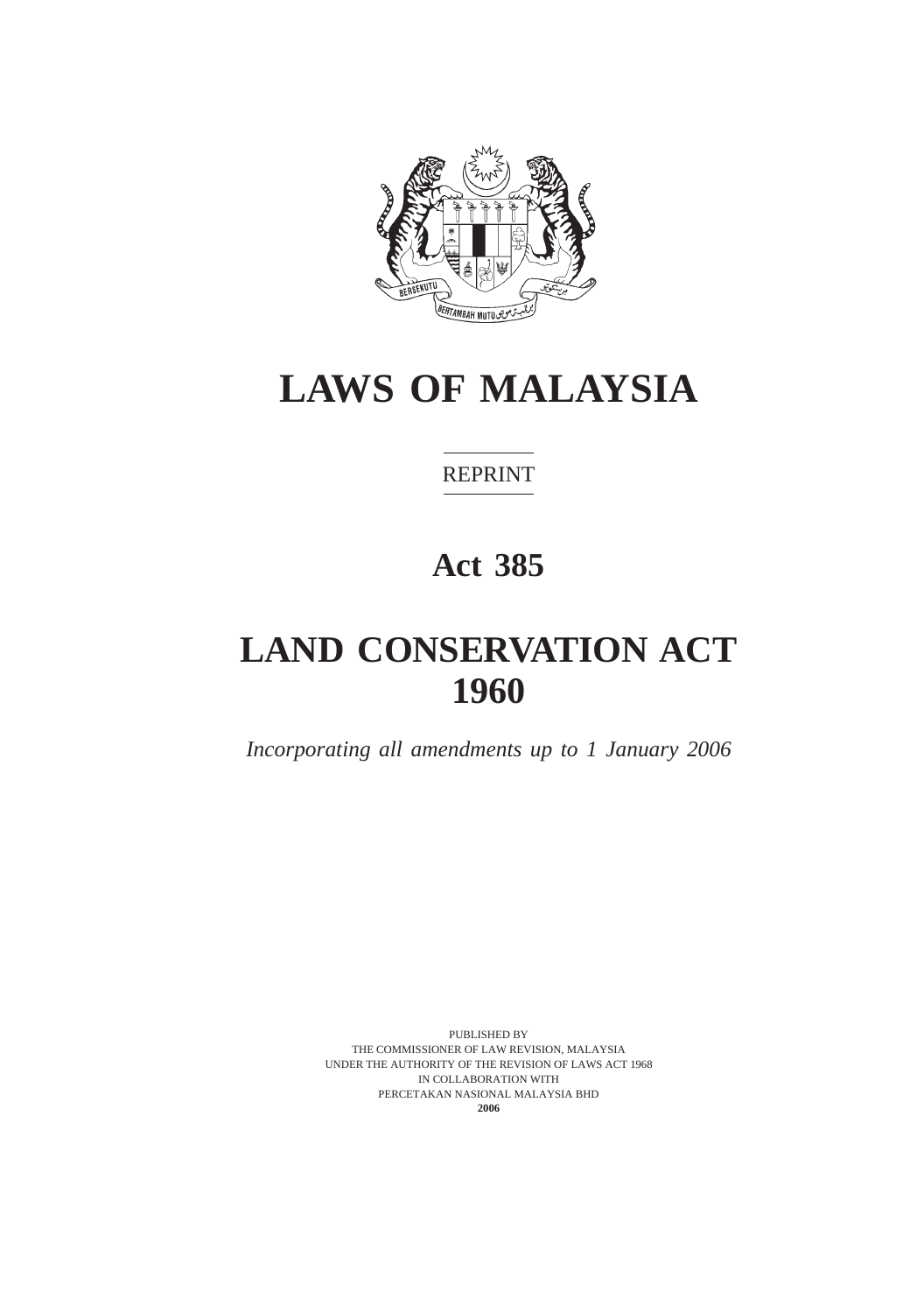# LAWS OF MALAYSIA

REPRINT

## Act 385

# LAND CONSERVATION ACT 1960

*Incorporating all amendments up to 1 January 2006*

PUBLISHED BY
THE COMMISSIONER OF LAW REVISION, MALAYSIA
UNDER THE AUTHORITY OF THE REVISION OF LAWS ACT 1968
IN COLLABORATION WITH
PERCETAKAN NASIONAL MALAYSIA BHD
**2006**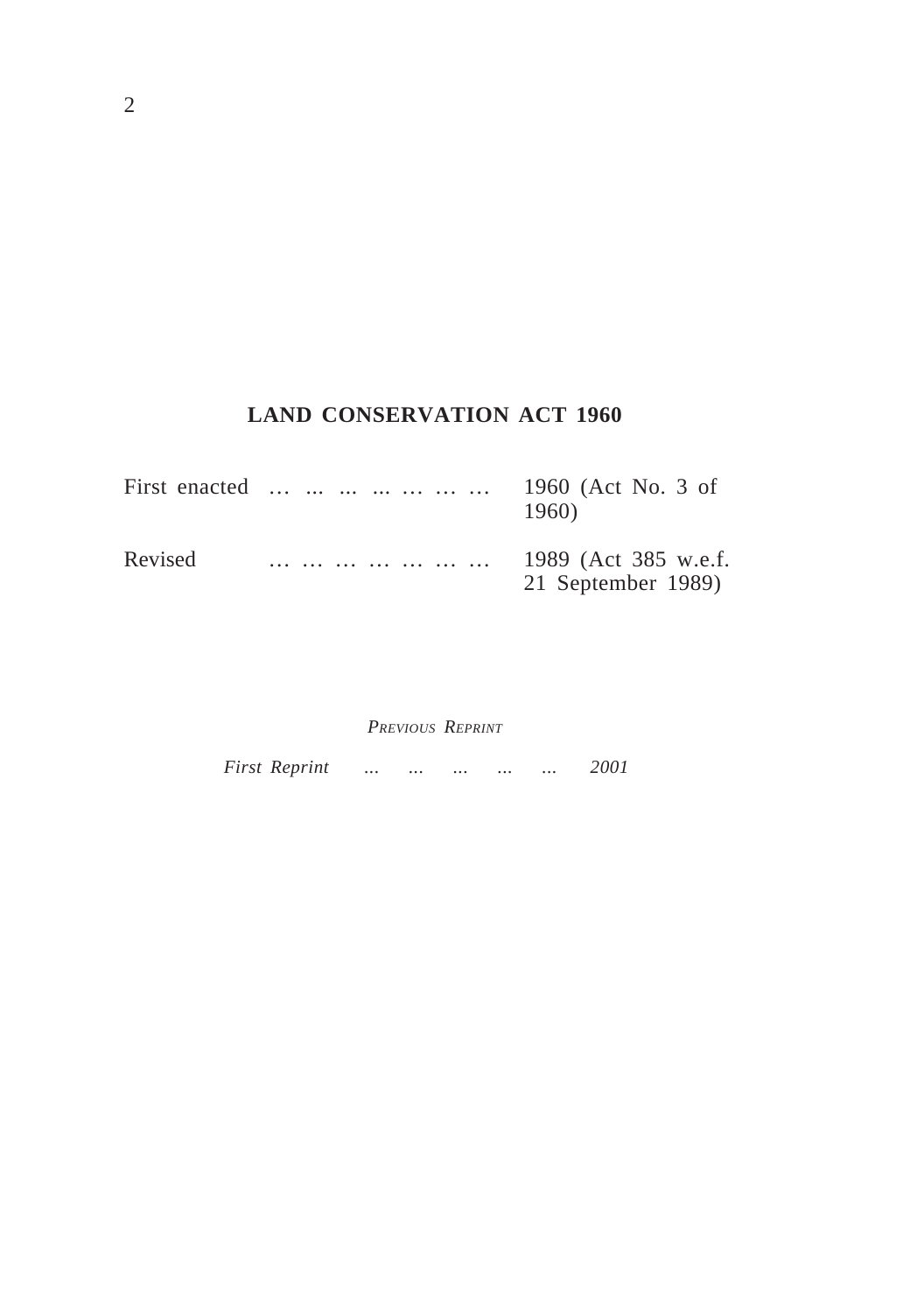## LAND CONSERVATION ACT 1960

| | | |
|---|---|---|
| First enacted | … ... ... ... … … … | 1960 (Act No. 3 of 1960) |
| Revised | … … … … … … … | 1989 (Act 385 w.e.f. 21 September 1989) |

*Previous Reprint*

*First Reprint ... ... ... ... ... 2001*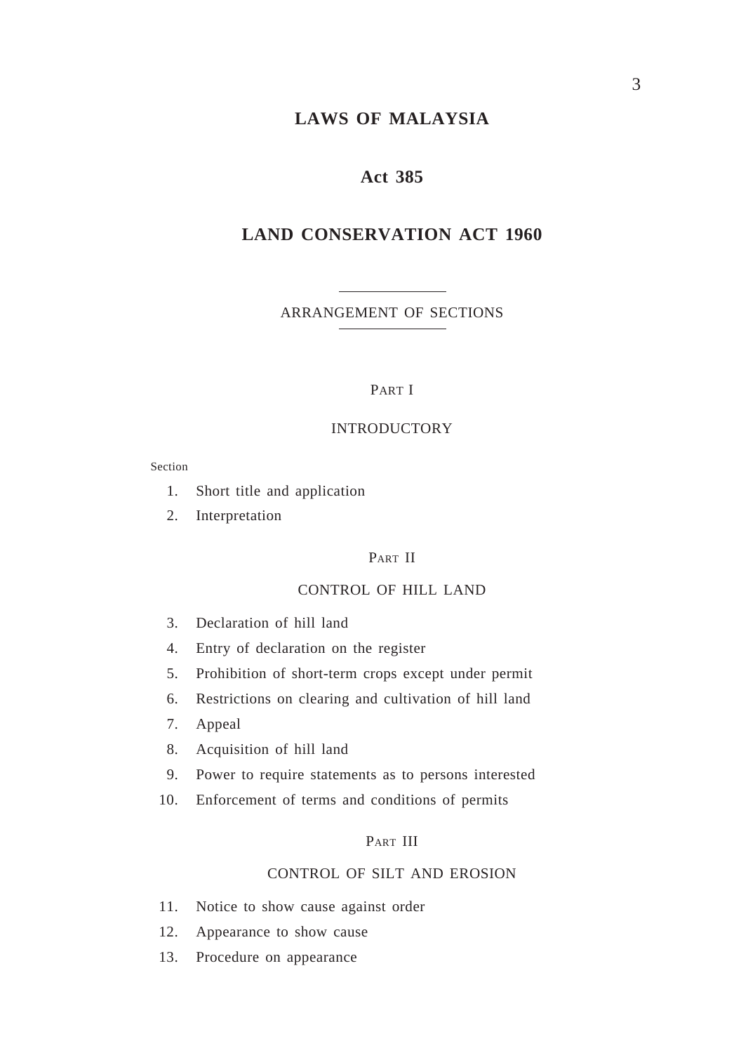# LAWS OF MALAYSIA

## Act 385

## LAND CONSERVATION ACT 1960

ARRANGEMENT OF SECTIONS

PART I

INTRODUCTORY

Section

1. Short title and application
2. Interpretation

PART II

CONTROL OF HILL LAND

3. Declaration of hill land
4. Entry of declaration on the register
5. Prohibition of short-term crops except under permit
6. Restrictions on clearing and cultivation of hill land
7. Appeal
8. Acquisition of hill land
9. Power to require statements as to persons interested
10. Enforcement of terms and conditions of permits

PART III

CONTROL OF SILT AND EROSION

11. Notice to show cause against order
12. Appearance to show cause
13. Procedure on appearance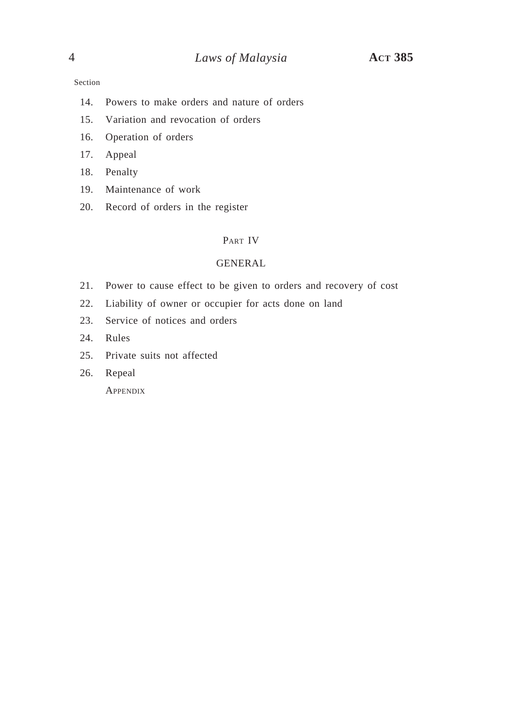Section

14. Powers to make orders and nature of orders
15. Variation and revocation of orders
16. Operation of orders
17. Appeal
18. Penalty
19. Maintenance of work
20. Record of orders in the register

## PART IV

## GENERAL

21. Power to cause effect to be given to orders and recovery of cost
22. Liability of owner or occupier for acts done on land
23. Service of notices and orders
24. Rules
25. Private suits not affected
26. Repeal

APPENDIX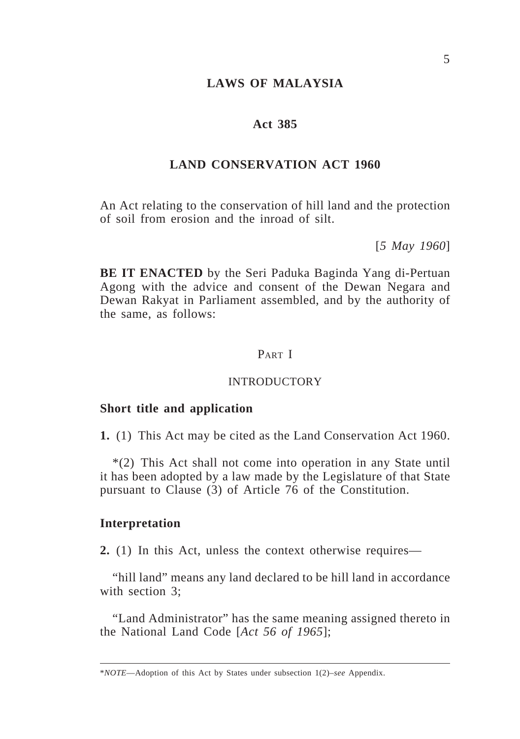# LAWS OF MALAYSIA

## Act 385

## LAND CONSERVATION ACT 1960

An Act relating to the conservation of hill land and the protection of soil from erosion and the inroad of silt.

[*5 May 1960*]

**BE IT ENACTED** by the Seri Paduka Baginda Yang di-Pertuan Agong with the advice and consent of the Dewan Negara and Dewan Rakyat in Parliament assembled, and by the authority of the same, as follows:

### PART I

### INTRODUCTORY

**Short title and application**

**1.** (1) This Act may be cited as the Land Conservation Act 1960.

*(2) This Act shall not come into operation in any State until it has been adopted by a law made by the Legislature of that State pursuant to Clause (3) of Article 76 of the Constitution.

**Interpretation**

**2.** (1) In this Act, unless the context otherwise requires—

"hill land" means any land declared to be hill land in accordance with section 3;

"Land Administrator" has the same meaning assigned thereto in the National Land Code [*Act 56 of 1965*];

---

**NOTE*—Adoption of this Act by States under subsection 1(2)–*see* Appendix.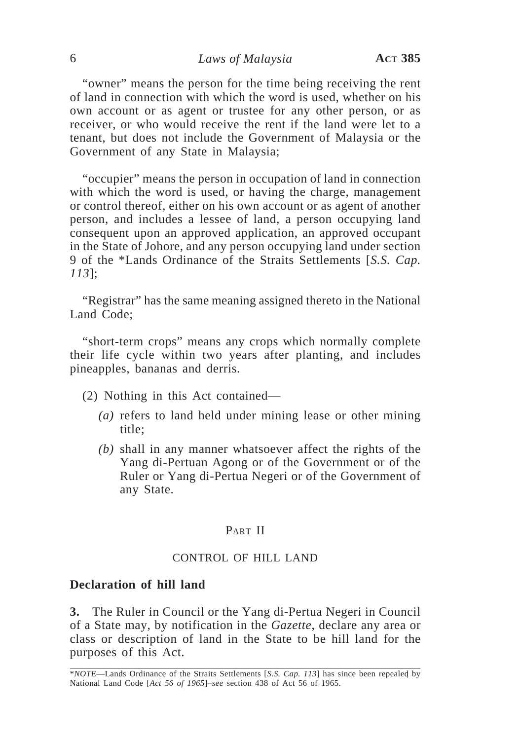"owner" means the person for the time being receiving the rent of land in connection with which the word is used, whether on his own account or as agent or trustee for any other person, or as receiver, or who would receive the rent if the land were let to a tenant, but does not include the Government of Malaysia or the Government of any State in Malaysia;

"occupier" means the person in occupation of land in connection with which the word is used, or having the charge, management or control thereof, either on his own account or as agent of another person, and includes a lessee of land, a person occupying land consequent upon an approved application, an approved occupant in the State of Johore, and any person occupying land under section 9 of the *Lands Ordinance of the Straits Settlements [*S.S. Cap. 113*];

"Registrar" has the same meaning assigned thereto in the National Land Code;

"short-term crops" means any crops which normally complete their life cycle within two years after planting, and includes pineapples, bananas and derris.

(2) Nothing in this Act contained—

*(a)* refers to land held under mining lease or other mining title;

*(b)* shall in any manner whatsoever affect the rights of the Yang di-Pertuan Agong or of the Government or of the Ruler or Yang di-Pertua Negeri or of the Government of any State.

## PART II

## CONTROL OF HILL LAND

### Declaration of hill land

**3.** The Ruler in Council or the Yang di-Pertua Negeri in Council of a State may, by notification in the *Gazette*, declare any area or class or description of land in the State to be hill land for the purposes of this Act.

---

**NOTE*—Lands Ordinance of the Straits Settlements [*S.S. Cap. 113*] has since been repealed by National Land Code [*Act 56 of 1965*]–*see* section 438 of Act 56 of 1965.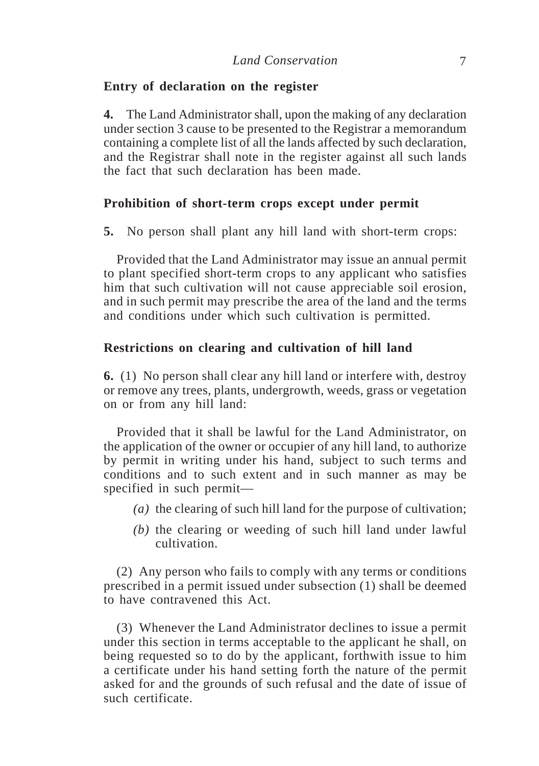### Entry of declaration on the register

**4.** The Land Administrator shall, upon the making of any declaration under section 3 cause to be presented to the Registrar a memorandum containing a complete list of all the lands affected by such declaration, and the Registrar shall note in the register against all such lands the fact that such declaration has been made.

### Prohibition of short-term crops except under permit

**5.** No person shall plant any hill land with short-term crops:

Provided that the Land Administrator may issue an annual permit to plant specified short-term crops to any applicant who satisfies him that such cultivation will not cause appreciable soil erosion, and in such permit may prescribe the area of the land and the terms and conditions under which such cultivation is permitted.

### Restrictions on clearing and cultivation of hill land

**6.** (1) No person shall clear any hill land or interfere with, destroy or remove any trees, plants, undergrowth, weeds, grass or vegetation on or from any hill land:

Provided that it shall be lawful for the Land Administrator, on the application of the owner or occupier of any hill land, to authorize by permit in writing under his hand, subject to such terms and conditions and to such extent and in such manner as may be specified in such permit—

*(a)* the clearing of such hill land for the purpose of cultivation;

*(b)* the clearing or weeding of such hill land under lawful cultivation.

(2) Any person who fails to comply with any terms or conditions prescribed in a permit issued under subsection (1) shall be deemed to have contravened this Act.

(3) Whenever the Land Administrator declines to issue a permit under this section in terms acceptable to the applicant he shall, on being requested so to do by the applicant, forthwith issue to him a certificate under his hand setting forth the nature of the permit asked for and the grounds of such refusal and the date of issue of such certificate.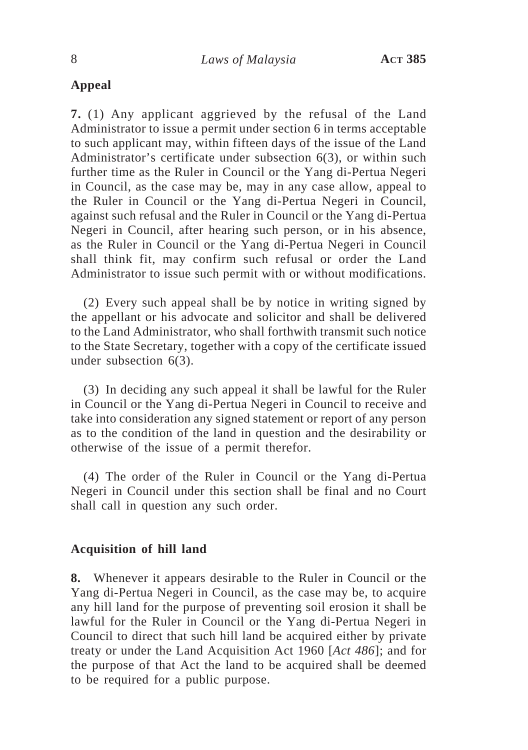## Appeal

**7.** (1) Any applicant aggrieved by the refusal of the Land Administrator to issue a permit under section 6 in terms acceptable to such applicant may, within fifteen days of the issue of the Land Administrator's certificate under subsection 6(3), or within such further time as the Ruler in Council or the Yang di-Pertua Negeri in Council, as the case may be, may in any case allow, appeal to the Ruler in Council or the Yang di-Pertua Negeri in Council, against such refusal and the Ruler in Council or the Yang di-Pertua Negeri in Council, after hearing such person, or in his absence, as the Ruler in Council or the Yang di-Pertua Negeri in Council shall think fit, may confirm such refusal or order the Land Administrator to issue such permit with or without modifications.

(2) Every such appeal shall be by notice in writing signed by the appellant or his advocate and solicitor and shall be delivered to the Land Administrator, who shall forthwith transmit such notice to the State Secretary, together with a copy of the certificate issued under subsection 6(3).

(3) In deciding any such appeal it shall be lawful for the Ruler in Council or the Yang di-Pertua Negeri in Council to receive and take into consideration any signed statement or report of any person as to the condition of the land in question and the desirability or otherwise of the issue of a permit therefor.

(4) The order of the Ruler in Council or the Yang di-Pertua Negeri in Council under this section shall be final and no Court shall call in question any such order.

## Acquisition of hill land

**8.** Whenever it appears desirable to the Ruler in Council or the Yang di-Pertua Negeri in Council, as the case may be, to acquire any hill land for the purpose of preventing soil erosion it shall be lawful for the Ruler in Council or the Yang di-Pertua Negeri in Council to direct that such hill land be acquired either by private treaty or under the Land Acquisition Act 1960 [*Act 486*]; and for the purpose of that Act the land to be acquired shall be deemed to be required for a public purpose.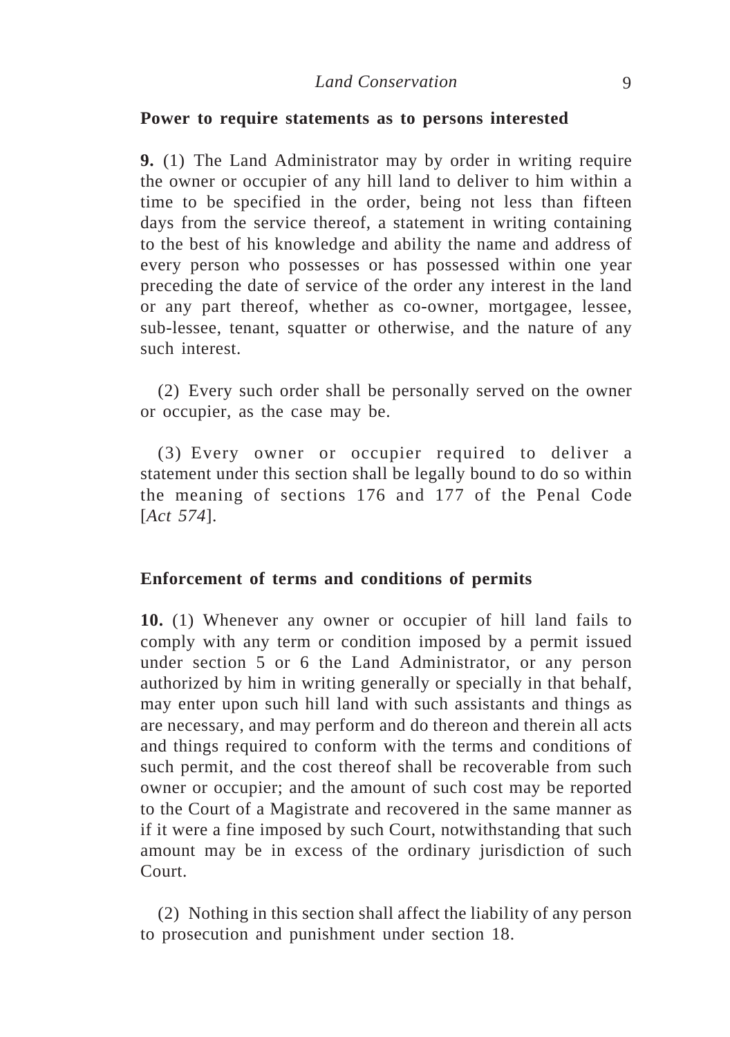### Power to require statements as to persons interested

**9.** (1) The Land Administrator may by order in writing require the owner or occupier of any hill land to deliver to him within a time to be specified in the order, being not less than fifteen days from the service thereof, a statement in writing containing to the best of his knowledge and ability the name and address of every person who possesses or has possessed within one year preceding the date of service of the order any interest in the land or any part thereof, whether as co-owner, mortgagee, lessee, sub-lessee, tenant, squatter or otherwise, and the nature of any such interest.

(2) Every such order shall be personally served on the owner or occupier, as the case may be.

(3) Every owner or occupier required to deliver a statement under this section shall be legally bound to do so within the meaning of sections 176 and 177 of the Penal Code [*Act 574*].

### Enforcement of terms and conditions of permits

**10.** (1) Whenever any owner or occupier of hill land fails to comply with any term or condition imposed by a permit issued under section 5 or 6 the Land Administrator, or any person authorized by him in writing generally or specially in that behalf, may enter upon such hill land with such assistants and things as are necessary, and may perform and do thereon and therein all acts and things required to conform with the terms and conditions of such permit, and the cost thereof shall be recoverable from such owner or occupier; and the amount of such cost may be reported to the Court of a Magistrate and recovered in the same manner as if it were a fine imposed by such Court, notwithstanding that such amount may be in excess of the ordinary jurisdiction of such Court.

(2) Nothing in this section shall affect the liability of any person to prosecution and punishment under section 18.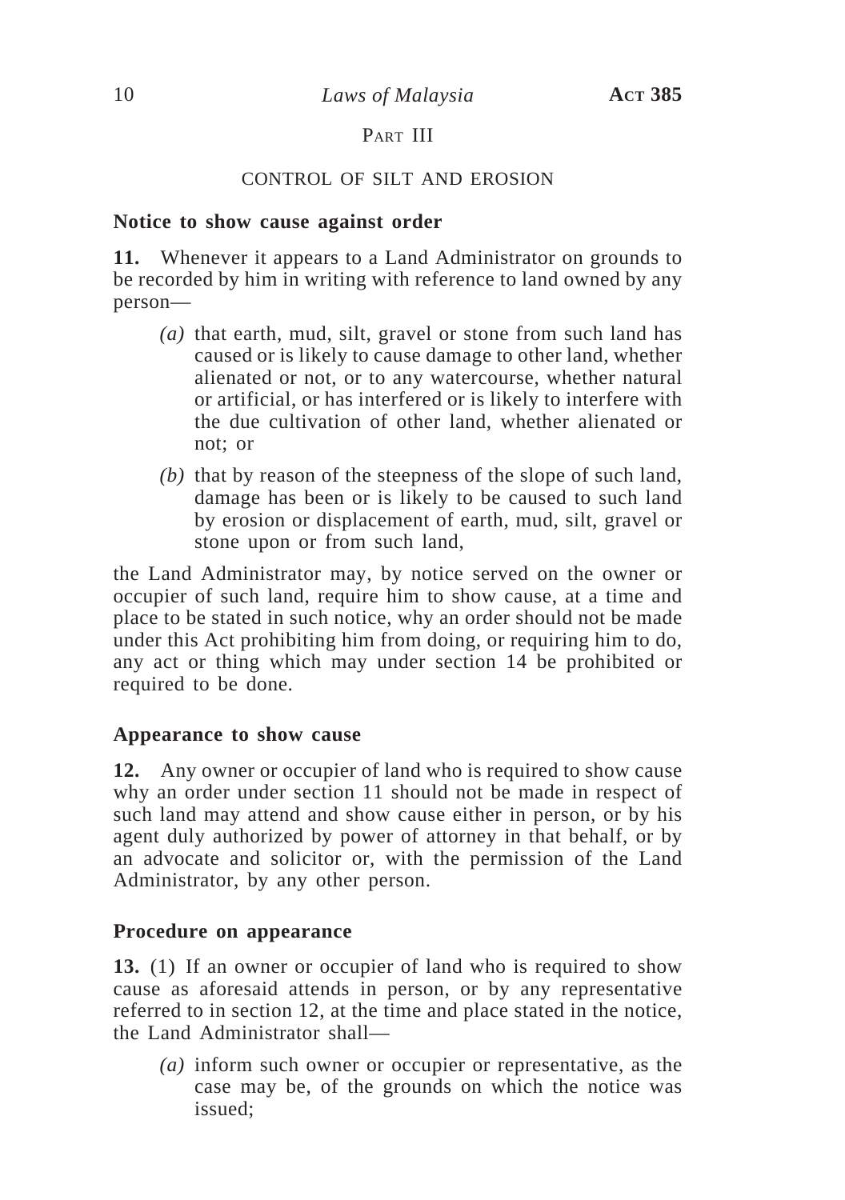## PART III

## CONTROL OF SILT AND EROSION

**Notice to show cause against order**

**11.** Whenever it appears to a Land Administrator on grounds to be recorded by him in writing with reference to land owned by any person—

*(a)* that earth, mud, silt, gravel or stone from such land has caused or is likely to cause damage to other land, whether alienated or not, or to any watercourse, whether natural or artificial, or has interfered or is likely to interfere with the due cultivation of other land, whether alienated or not; or

*(b)* that by reason of the steepness of the slope of such land, damage has been or is likely to be caused to such land by erosion or displacement of earth, mud, silt, gravel or stone upon or from such land,

the Land Administrator may, by notice served on the owner or occupier of such land, require him to show cause, at a time and place to be stated in such notice, why an order should not be made under this Act prohibiting him from doing, or requiring him to do, any act or thing which may under section 14 be prohibited or required to be done.

**Appearance to show cause**

**12.** Any owner or occupier of land who is required to show cause why an order under section 11 should not be made in respect of such land may attend and show cause either in person, or by his agent duly authorized by power of attorney in that behalf, or by an advocate and solicitor or, with the permission of the Land Administrator, by any other person.

**Procedure on appearance**

**13.** (1) If an owner or occupier of land who is required to show cause as aforesaid attends in person, or by any representative referred to in section 12, at the time and place stated in the notice, the Land Administrator shall—

*(a)* inform such owner or occupier or representative, as the case may be, of the grounds on which the notice was issued;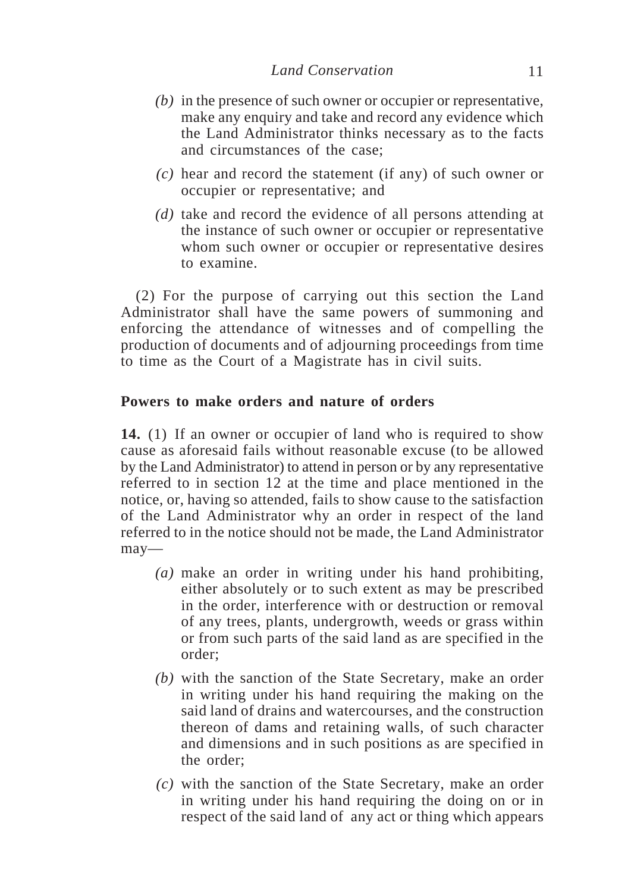*(b)* in the presence of such owner or occupier or representative, make any enquiry and take and record any evidence which the Land Administrator thinks necessary as to the facts and circumstances of the case;

*(c)* hear and record the statement (if any) of such owner or occupier or representative; and

*(d)* take and record the evidence of all persons attending at the instance of such owner or occupier or representative whom such owner or occupier or representative desires to examine.

(2) For the purpose of carrying out this section the Land Administrator shall have the same powers of summoning and enforcing the attendance of witnesses and of compelling the production of documents and of adjourning proceedings from time to time as the Court of a Magistrate has in civil suits.

### Powers to make orders and nature of orders

**14.** (1) If an owner or occupier of land who is required to show cause as aforesaid fails without reasonable excuse (to be allowed by the Land Administrator) to attend in person or by any representative referred to in section 12 at the time and place mentioned in the notice, or, having so attended, fails to show cause to the satisfaction of the Land Administrator why an order in respect of the land referred to in the notice should not be made, the Land Administrator may—

*(a)* make an order in writing under his hand prohibiting, either absolutely or to such extent as may be prescribed in the order, interference with or destruction or removal of any trees, plants, undergrowth, weeds or grass within or from such parts of the said land as are specified in the order;

*(b)* with the sanction of the State Secretary, make an order in writing under his hand requiring the making on the said land of drains and watercourses, and the construction thereon of dams and retaining walls, of such character and dimensions and in such positions as are specified in the order;

*(c)* with the sanction of the State Secretary, make an order in writing under his hand requiring the doing on or in respect of the said land of any act or thing which appears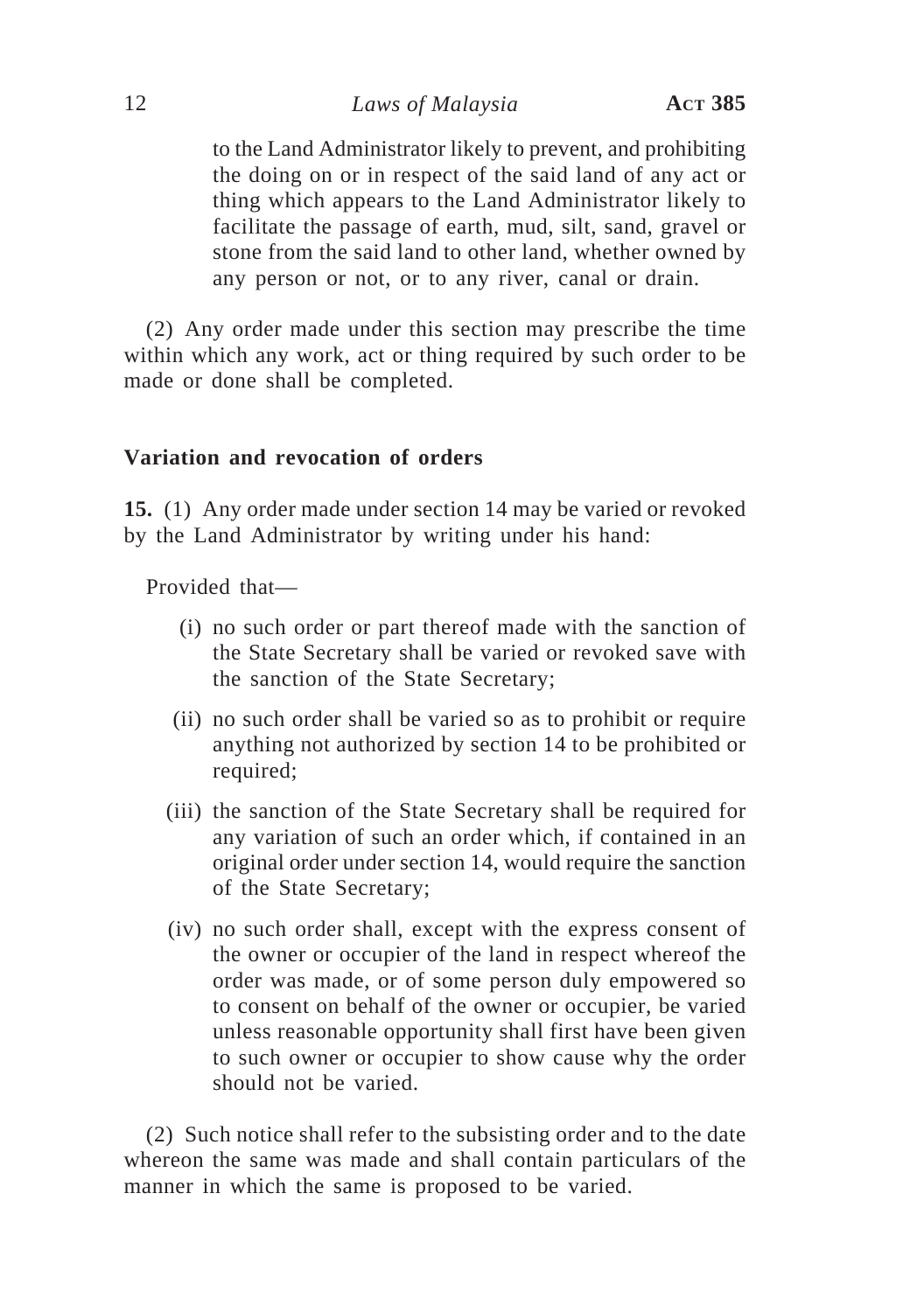to the Land Administrator likely to prevent, and prohibiting the doing on or in respect of the said land of any act or thing which appears to the Land Administrator likely to facilitate the passage of earth, mud, silt, sand, gravel or stone from the said land to other land, whether owned by any person or not, or to any river, canal or drain.

(2) Any order made under this section may prescribe the time within which any work, act or thing required by such order to be made or done shall be completed.

### Variation and revocation of orders

**15.** (1) Any order made under section 14 may be varied or revoked by the Land Administrator by writing under his hand:

Provided that—

- (i) no such order or part thereof made with the sanction of the State Secretary shall be varied or revoked save with the sanction of the State Secretary;
- (ii) no such order shall be varied so as to prohibit or require anything not authorized by section 14 to be prohibited or required;
- (iii) the sanction of the State Secretary shall be required for any variation of such an order which, if contained in an original order under section 14, would require the sanction of the State Secretary;
- (iv) no such order shall, except with the express consent of the owner or occupier of the land in respect whereof the order was made, or of some person duly empowered so to consent on behalf of the owner or occupier, be varied unless reasonable opportunity shall first have been given to such owner or occupier to show cause why the order should not be varied.

(2) Such notice shall refer to the subsisting order and to the date whereon the same was made and shall contain particulars of the manner in which the same is proposed to be varied.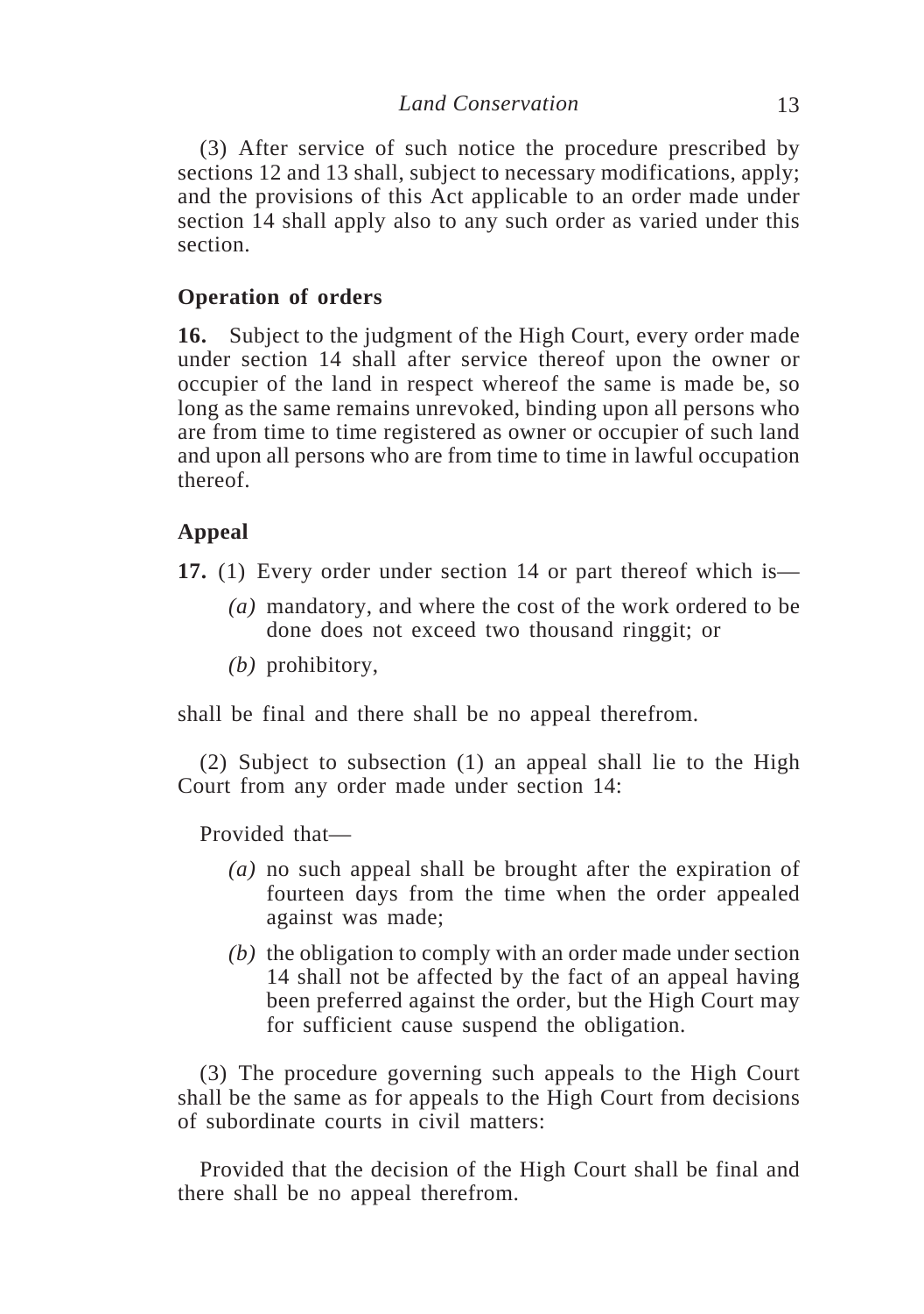(3) After service of such notice the procedure prescribed by sections 12 and 13 shall, subject to necessary modifications, apply; and the provisions of this Act applicable to an order made under section 14 shall apply also to any such order as varied under this section.

### Operation of orders

**16.** Subject to the judgment of the High Court, every order made under section 14 shall after service thereof upon the owner or occupier of the land in respect whereof the same is made be, so long as the same remains unrevoked, binding upon all persons who are from time to time registered as owner or occupier of such land and upon all persons who are from time to time in lawful occupation thereof.

### Appeal

**17.** (1) Every order under section 14 or part thereof which is—

- *(a)* mandatory, and where the cost of the work ordered to be done does not exceed two thousand ringgit; or
- *(b)* prohibitory,

shall be final and there shall be no appeal therefrom.

(2) Subject to subsection (1) an appeal shall lie to the High Court from any order made under section 14:

Provided that—

- *(a)* no such appeal shall be brought after the expiration of fourteen days from the time when the order appealed against was made;
- *(b)* the obligation to comply with an order made under section 14 shall not be affected by the fact of an appeal having been preferred against the order, but the High Court may for sufficient cause suspend the obligation.

(3) The procedure governing such appeals to the High Court shall be the same as for appeals to the High Court from decisions of subordinate courts in civil matters:

Provided that the decision of the High Court shall be final and there shall be no appeal therefrom.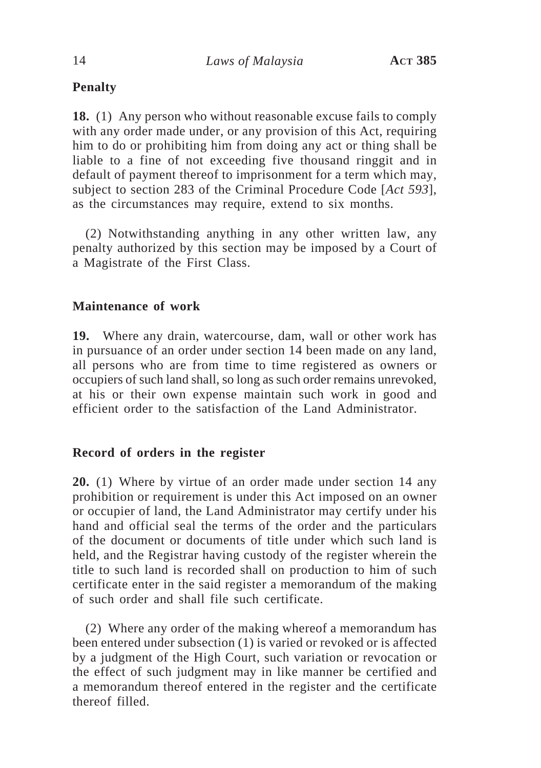**Penalty**

**18.** (1) Any person who without reasonable excuse fails to comply with any order made under, or any provision of this Act, requiring him to do or prohibiting him from doing any act or thing shall be liable to a fine of not exceeding five thousand ringgit and in default of payment thereof to imprisonment for a term which may, subject to section 283 of the Criminal Procedure Code [*Act 593*], as the circumstances may require, extend to six months.

(2) Notwithstanding anything in any other written law, any penalty authorized by this section may be imposed by a Court of a Magistrate of the First Class.

**Maintenance of work**

**19.** Where any drain, watercourse, dam, wall or other work has in pursuance of an order under section 14 been made on any land, all persons who are from time to time registered as owners or occupiers of such land shall, so long as such order remains unrevoked, at his or their own expense maintain such work in good and efficient order to the satisfaction of the Land Administrator.

**Record of orders in the register**

**20.** (1) Where by virtue of an order made under section 14 any prohibition or requirement is under this Act imposed on an owner or occupier of land, the Land Administrator may certify under his hand and official seal the terms of the order and the particulars of the document or documents of title under which such land is held, and the Registrar having custody of the register wherein the title to such land is recorded shall on production to him of such certificate enter in the said register a memorandum of the making of such order and shall file such certificate.

(2) Where any order of the making whereof a memorandum has been entered under subsection (1) is varied or revoked or is affected by a judgment of the High Court, such variation or revocation or the effect of such judgment may in like manner be certified and a memorandum thereof entered in the register and the certificate thereof filled.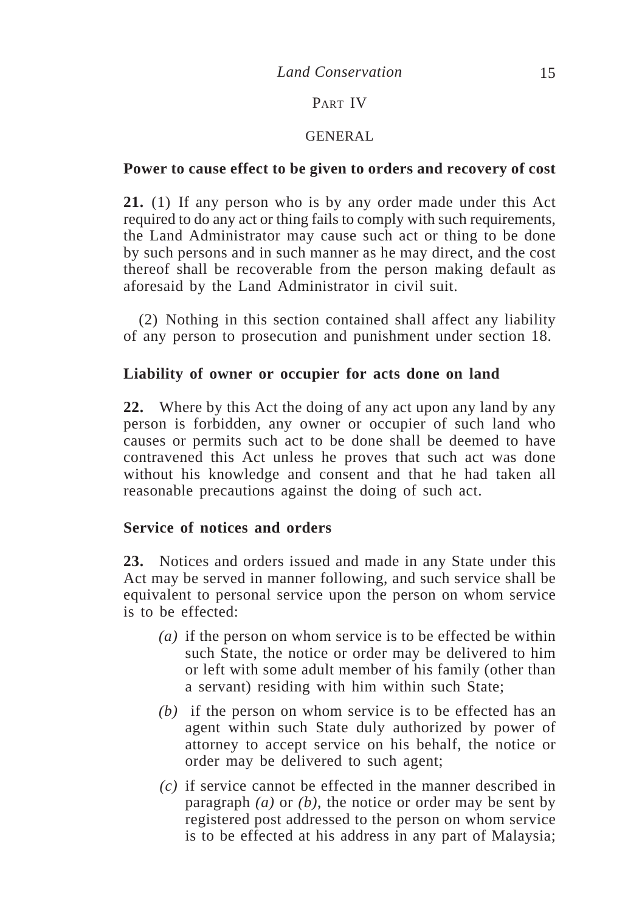## PART IV

## GENERAL

### Power to cause effect to be given to orders and recovery of cost

**21.** (1) If any person who is by any order made under this Act required to do any act or thing fails to comply with such requirements, the Land Administrator may cause such act or thing to be done by such persons and in such manner as he may direct, and the cost thereof shall be recoverable from the person making default as aforesaid by the Land Administrator in civil suit.

(2) Nothing in this section contained shall affect any liability of any person to prosecution and punishment under section 18.

### Liability of owner or occupier for acts done on land

**22.** Where by this Act the doing of any act upon any land by any person is forbidden, any owner or occupier of such land who causes or permits such act to be done shall be deemed to have contravened this Act unless he proves that such act was done without his knowledge and consent and that he had taken all reasonable precautions against the doing of such act.

### Service of notices and orders

**23.** Notices and orders issued and made in any State under this Act may be served in manner following, and such service shall be equivalent to personal service upon the person on whom service is to be effected:

*(a)* if the person on whom service is to be effected be within such State, the notice or order may be delivered to him or left with some adult member of his family (other than a servant) residing with him within such State;

*(b)* if the person on whom service is to be effected has an agent within such State duly authorized by power of attorney to accept service on his behalf, the notice or order may be delivered to such agent;

*(c)* if service cannot be effected in the manner described in paragraph *(a)* or *(b)*, the notice or order may be sent by registered post addressed to the person on whom service is to be effected at his address in any part of Malaysia;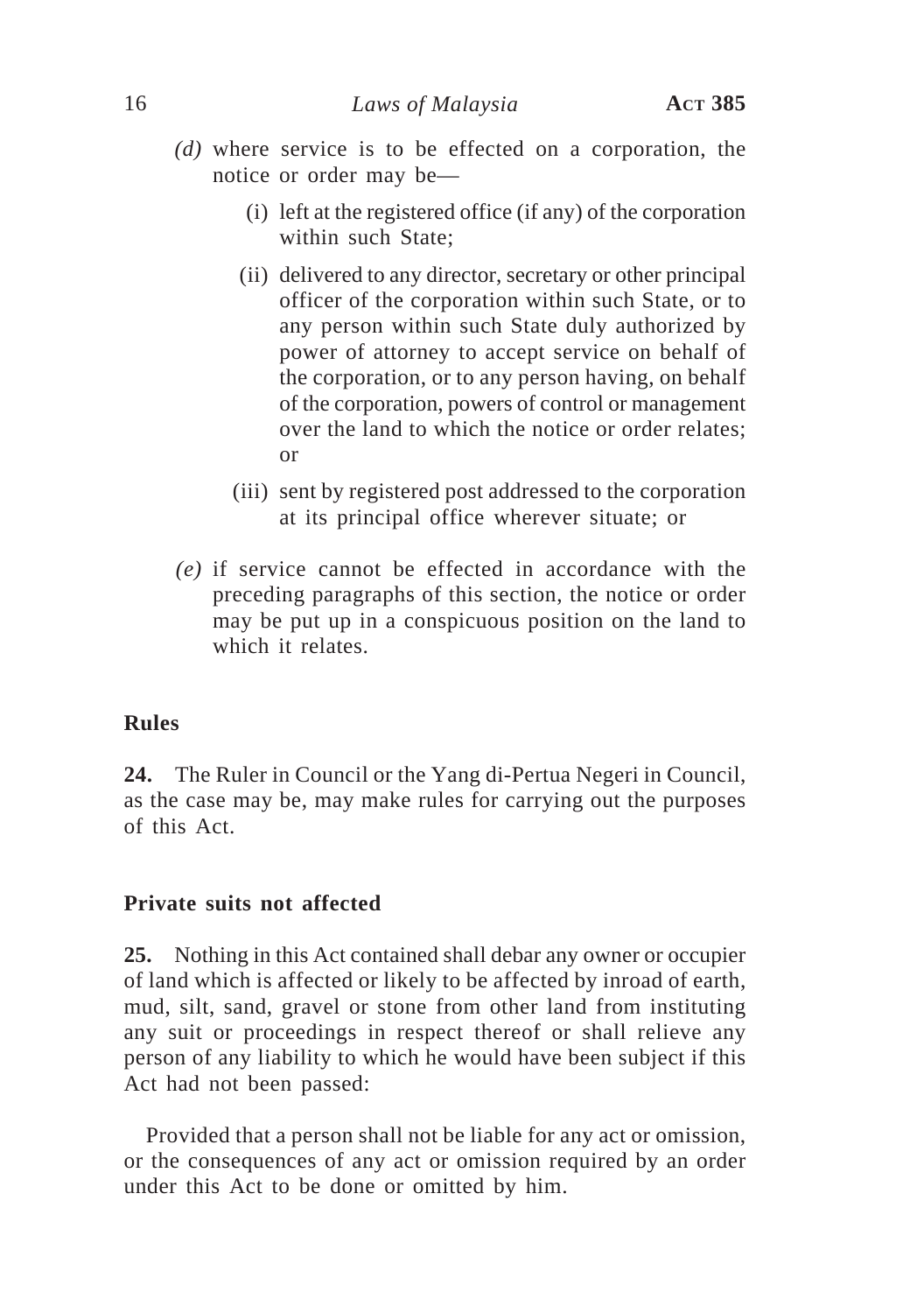*(d)* where service is to be effected on a corporation, the notice or order may be—

(i) left at the registered office (if any) of the corporation within such State;

(ii) delivered to any director, secretary or other principal officer of the corporation within such State, or to any person within such State duly authorized by power of attorney to accept service on behalf of the corporation, or to any person having, on behalf of the corporation, powers of control or management over the land to which the notice or order relates; or

(iii) sent by registered post addressed to the corporation at its principal office wherever situate; or

*(e)* if service cannot be effected in accordance with the preceding paragraphs of this section, the notice or order may be put up in a conspicuous position on the land to which it relates.

**Rules**

**24.** The Ruler in Council or the Yang di-Pertua Negeri in Council, as the case may be, may make rules for carrying out the purposes of this Act.

**Private suits not affected**

**25.** Nothing in this Act contained shall debar any owner or occupier of land which is affected or likely to be affected by inroad of earth, mud, silt, sand, gravel or stone from other land from instituting any suit or proceedings in respect thereof or shall relieve any person of any liability to which he would have been subject if this Act had not been passed:

Provided that a person shall not be liable for any act or omission, or the consequences of any act or omission required by an order under this Act to be done or omitted by him.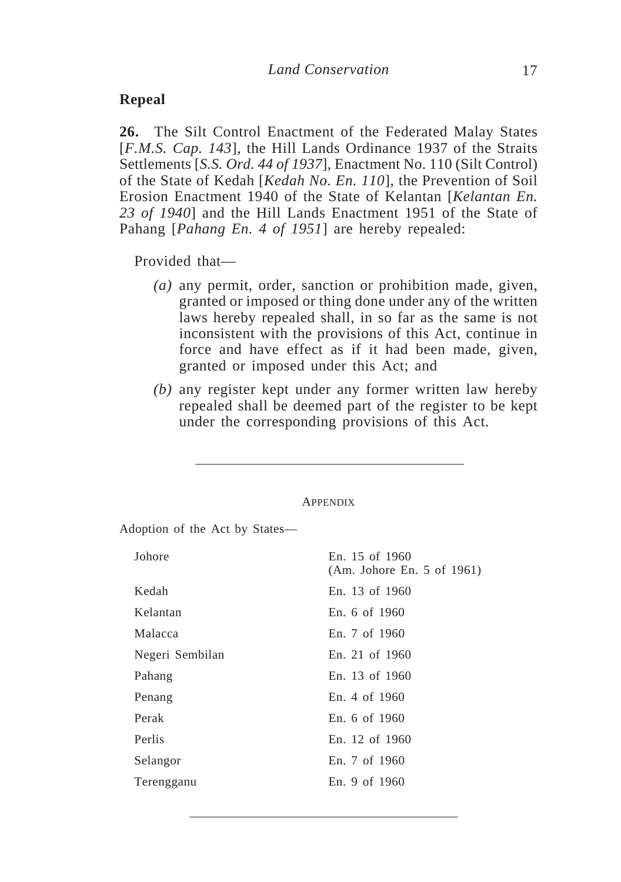## Repeal

**26.** The Silt Control Enactment of the Federated Malay States [*F.M.S. Cap. 143*], the Hill Lands Ordinance 1937 of the Straits Settlements [*S.S. Ord. 44 of 1937*], Enactment No. 110 (Silt Control) of the State of Kedah [*Kedah No. En. 110*], the Prevention of Soil Erosion Enactment 1940 of the State of Kelantan [*Kelantan En. 23 of 1940*] and the Hill Lands Enactment 1951 of the State of Pahang [*Pahang En. 4 of 1951*] are hereby repealed:

Provided that—

*(a)* any permit, order, sanction or prohibition made, given, granted or imposed or thing done under any of the written laws hereby repealed shall, in so far as the same is not inconsistent with the provisions of this Act, continue in force and have effect as if it had been made, given, granted or imposed under this Act; and

*(b)* any register kept under any former written law hereby repealed shall be deemed part of the register to be kept under the corresponding provisions of this Act.

---

APPENDIX

Adoption of the Act by States—

| State | Enactment |
|---|---|
| Johore | En. 15 of 1960 (Am. Johore En. 5 of 1961) |
| Kedah | En. 13 of 1960 |
| Kelantan | En. 6 of 1960 |
| Malacca | En. 7 of 1960 |
| Negeri Sembilan | En. 21 of 1960 |
| Pahang | En. 13 of 1960 |
| Penang | En. 4 of 1960 |
| Perak | En. 6 of 1960 |
| Perlis | En. 12 of 1960 |
| Selangor | En. 7 of 1960 |
| Terengganu | En. 9 of 1960 |

---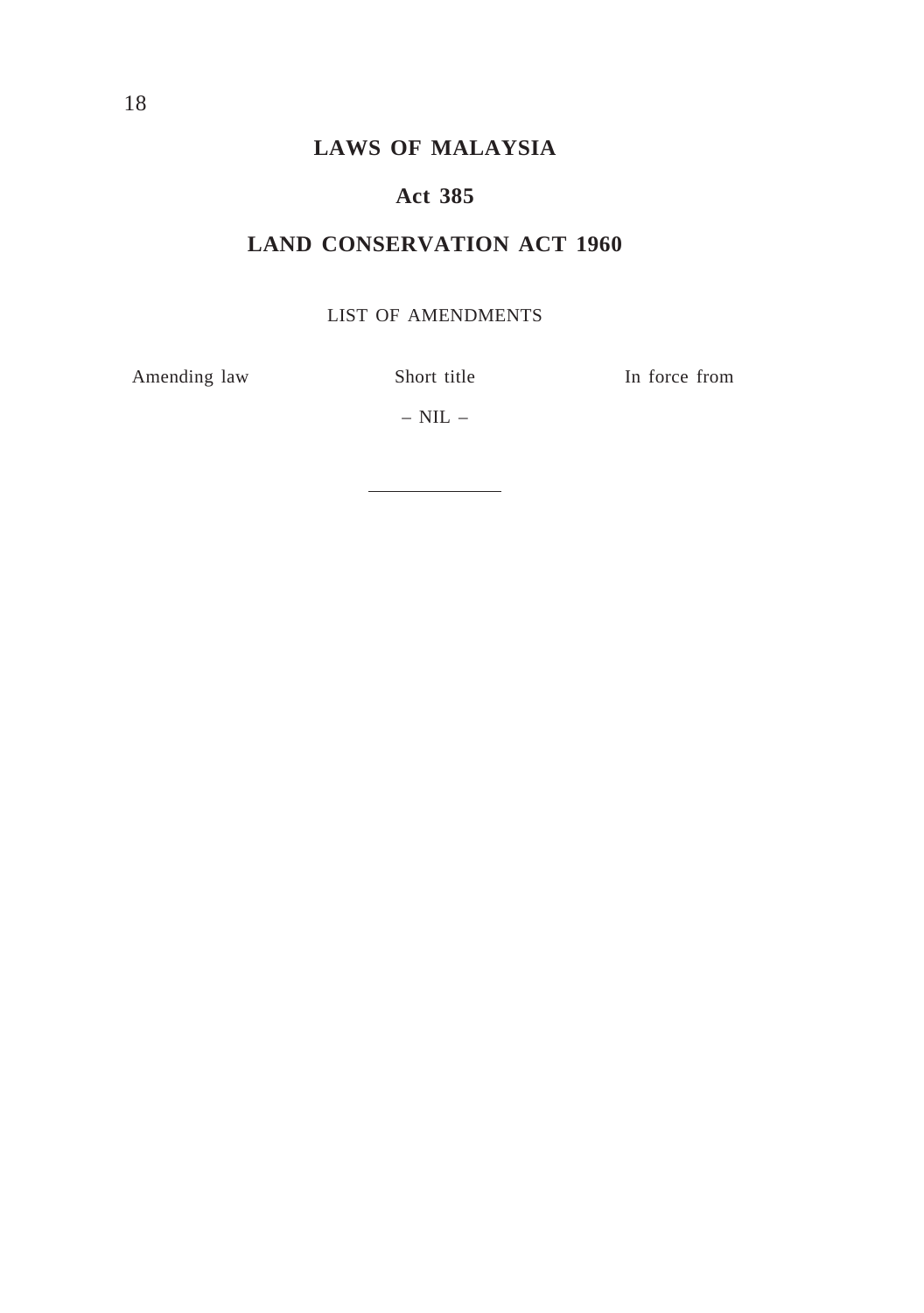# LAWS OF MALAYSIA

## Act 385

## LAND CONSERVATION ACT 1960

LIST OF AMENDMENTS

| Amending law | Short title | In force from |
| --- | --- | --- |
| | – NIL – | |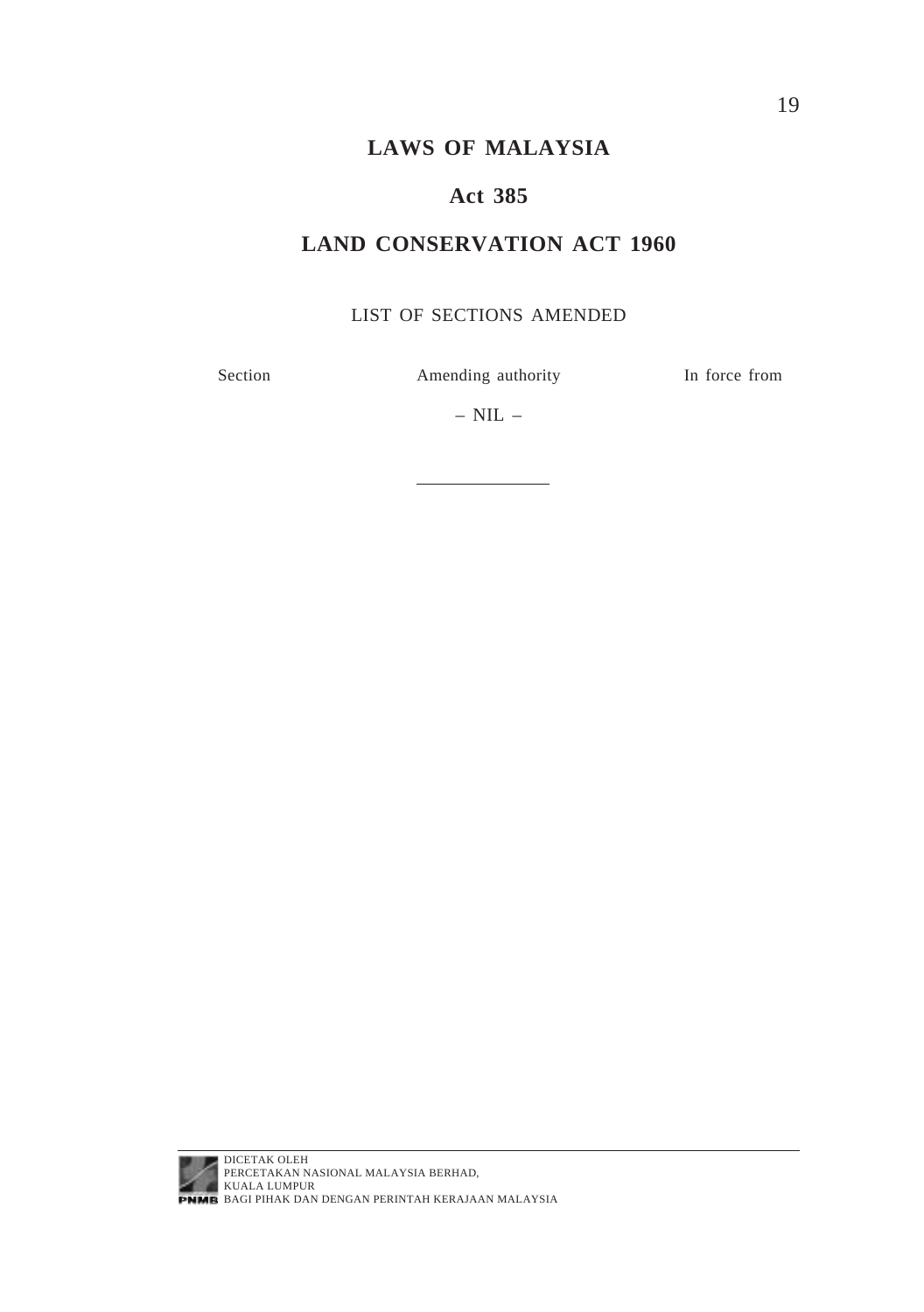# LAWS OF MALAYSIA

## Act 385

## LAND CONSERVATION ACT 1960

LIST OF SECTIONS AMENDED

| Section | Amending authority | In force from |
|---|---|---|
| | – NIL – | |

---

DICETAK OLEH
PERCETAKAN NASIONAL MALAYSIA BERHAD,
KUALA LUMPUR
BAGI PIHAK DAN DENGAN PERINTAH KERAJAAN MALAYSIA